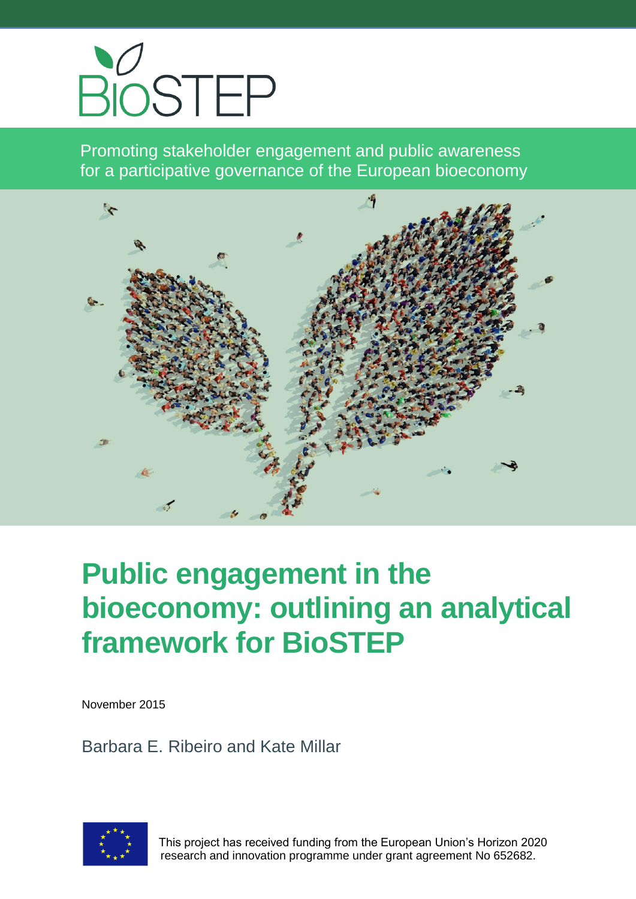BIOSTEP

Promoting stakeholder engagement and public awareness for a participative governance of the European bioeconomy

# Public engagement in the bioeconomy: outlining an analytical framework for BioSTEP

November 2015

Barbara E. Ribeiro and Kate Millar

This project has received funding from the European Union's Horizon 2020 research and innovation programme under grant agreement No 652682.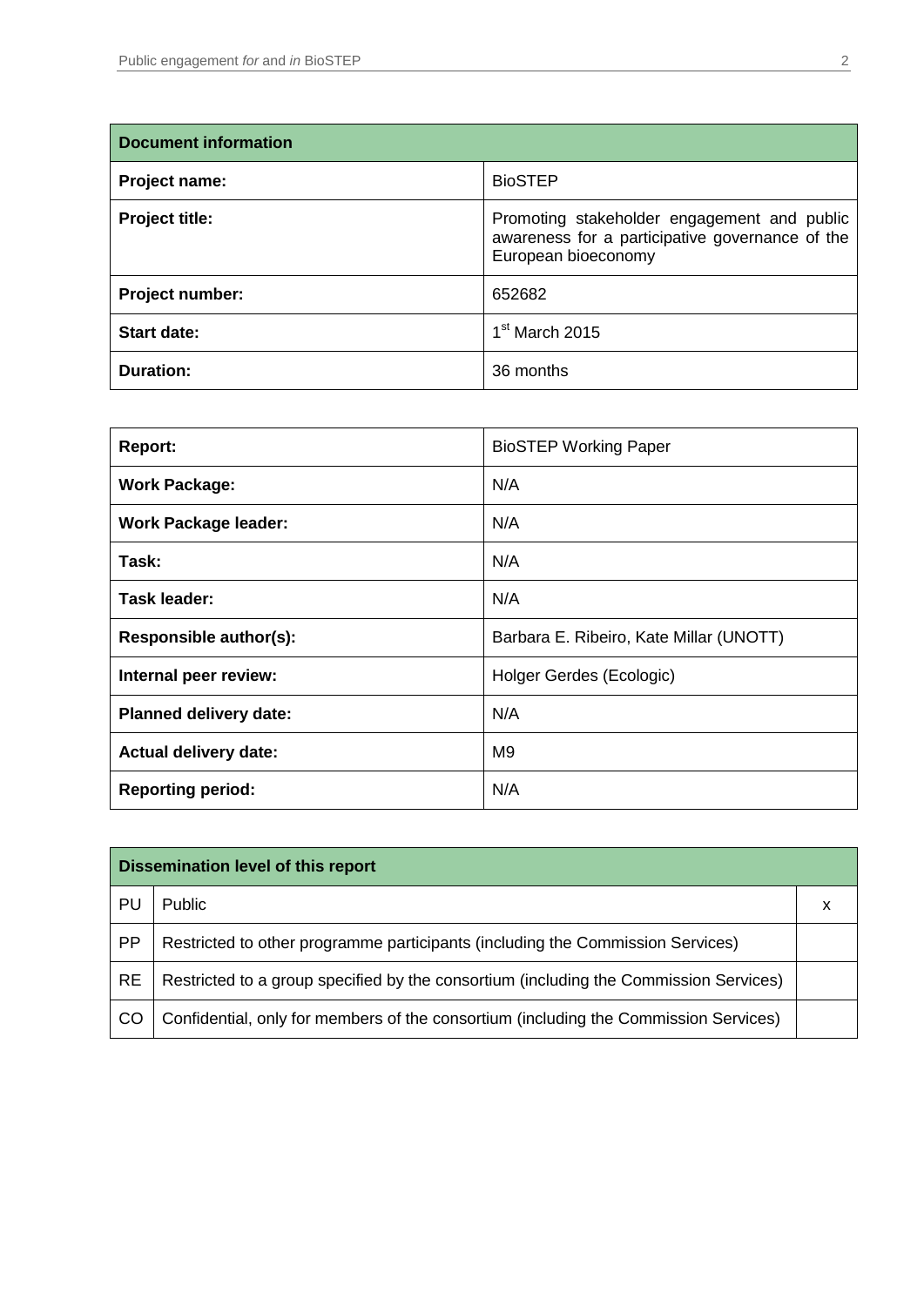| Document information | |
|---|---|
| **Project name:** | BioSTEP |
| **Project title:** | Promoting stakeholder engagement and public awareness for a participative governance of the European bioeconomy |
| **Project number:** | 652682 |
| **Start date:** | 1st March 2015 |
| **Duration:** | 36 months |

| | |
|---|---|
| **Report:** | BioSTEP Working Paper |
| **Work Package:** | N/A |
| **Work Package leader:** | N/A |
| **Task:** | N/A |
| **Task leader:** | N/A |
| **Responsible author(s):** | Barbara E. Ribeiro, Kate Millar (UNOTT) |
| **Internal peer review:** | Holger Gerdes (Ecologic) |
| **Planned delivery date:** | N/A |
| **Actual delivery date:** | M9 |
| **Reporting period:** | N/A |

| Dissemination level of this report | | |
|---|---|---|
| PU | Public | x |
| PP | Restricted to other programme participants (including the Commission Services) | |
| RE | Restricted to a group specified by the consortium (including the Commission Services) | |
| CO | Confidential, only for members of the consortium (including the Commission Services) | |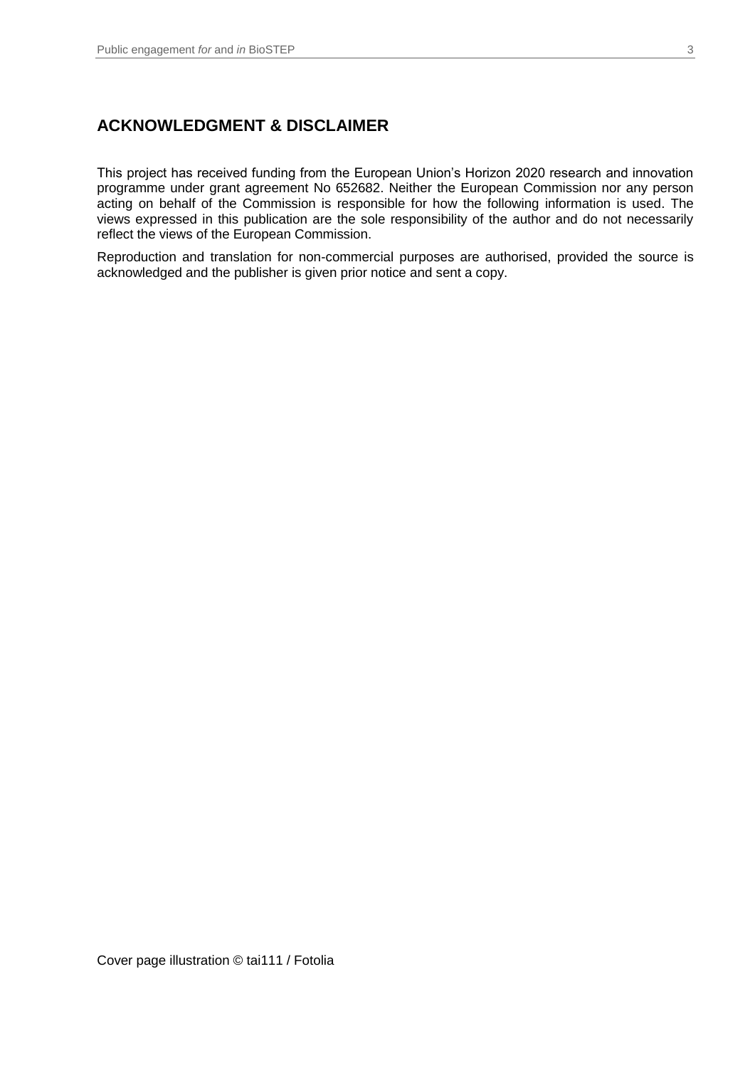## ACKNOWLEDGMENT & DISCLAIMER

This project has received funding from the European Union's Horizon 2020 research and innovation programme under grant agreement No 652682. Neither the European Commission nor any person acting on behalf of the Commission is responsible for how the following information is used. The views expressed in this publication are the sole responsibility of the author and do not necessarily reflect the views of the European Commission.

Reproduction and translation for non-commercial purposes are authorised, provided the source is acknowledged and the publisher is given prior notice and sent a copy.

Cover page illustration © tai111 / Fotolia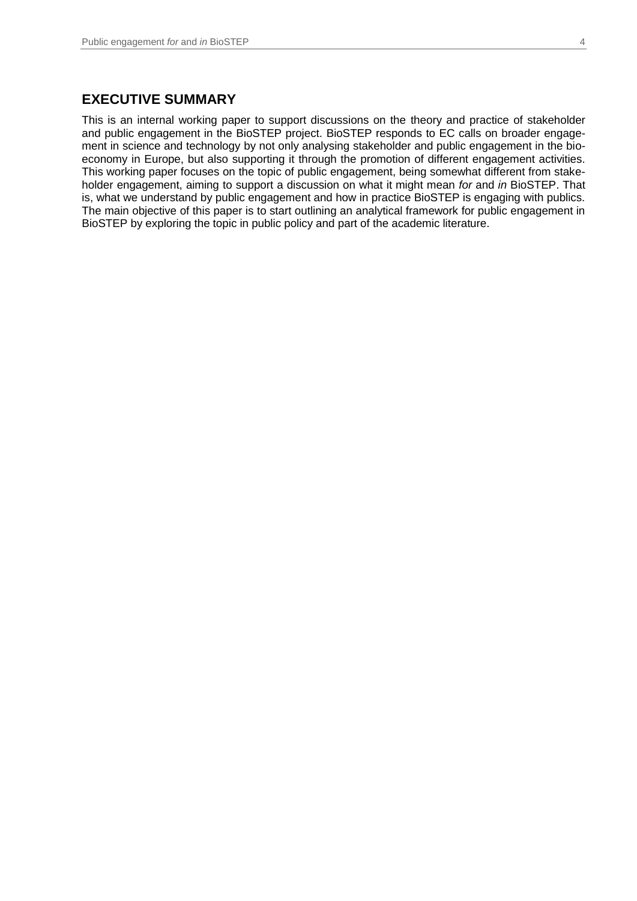## EXECUTIVE SUMMARY

This is an internal working paper to support discussions on the theory and practice of stakeholder and public engagement in the BioSTEP project. BioSTEP responds to EC calls on broader engagement in science and technology by not only analysing stakeholder and public engagement in the bioeconomy in Europe, but also supporting it through the promotion of different engagement activities. This working paper focuses on the topic of public engagement, being somewhat different from stakeholder engagement, aiming to support a discussion on what it might mean *for* and *in* BioSTEP. That is, what we understand by public engagement and how in practice BioSTEP is engaging with publics. The main objective of this paper is to start outlining an analytical framework for public engagement in BioSTEP by exploring the topic in public policy and part of the academic literature.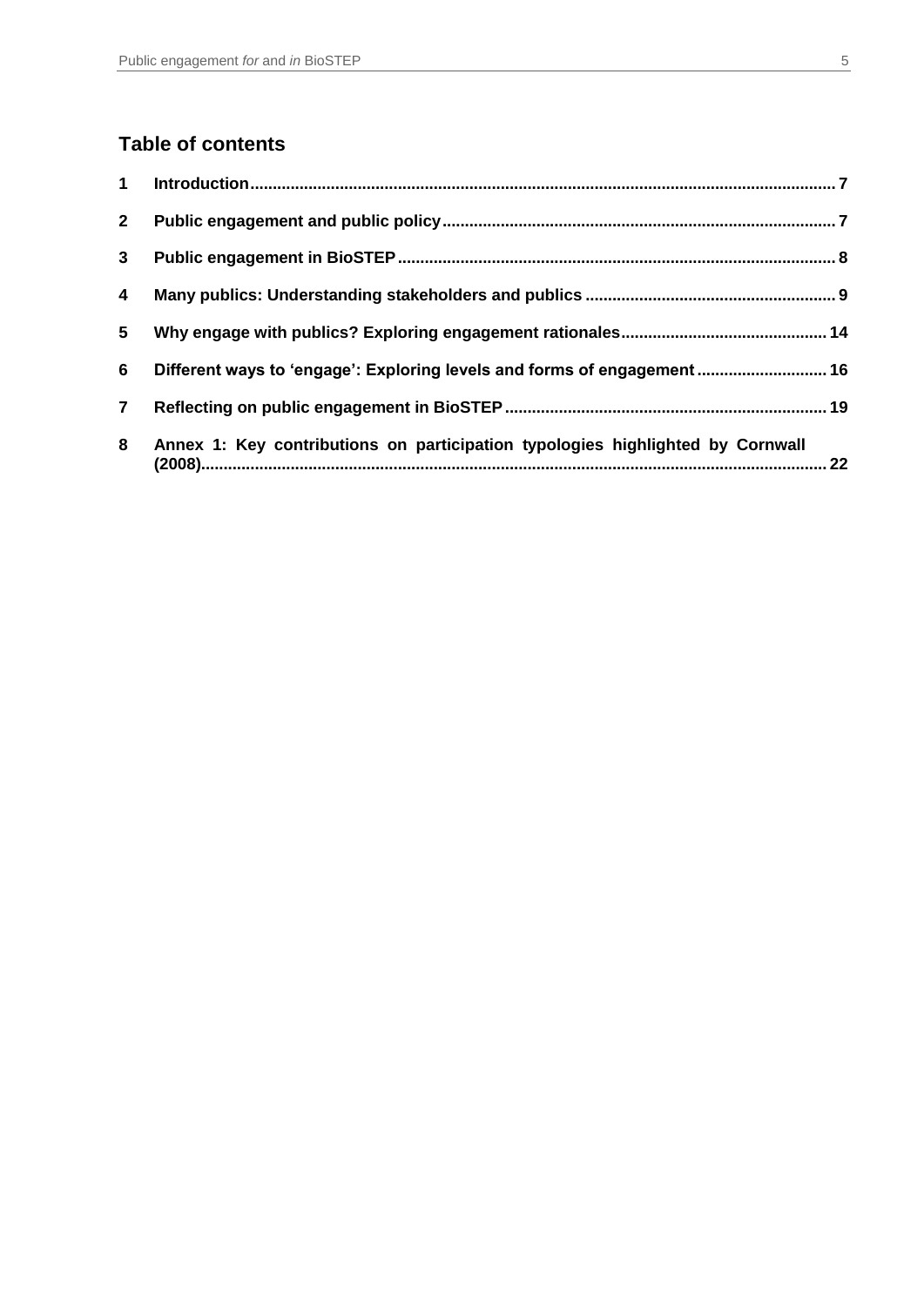## Table of contents

| | | |
|---|---|---|
| 1 | **Introduction** | 7 |
| 2 | **Public engagement and public policy** | 7 |
| 3 | **Public engagement in BioSTEP** | 8 |
| 4 | **Many publics: Understanding stakeholders and publics** | 9 |
| 5 | **Why engage with publics? Exploring engagement rationales** | 14 |
| 6 | **Different ways to 'engage': Exploring levels and forms of engagement** | 16 |
| 7 | **Reflecting on public engagement in BioSTEP** | 19 |
| 8 | **Annex 1: Key contributions on participation typologies highlighted by Cornwall (2008)** | 22 |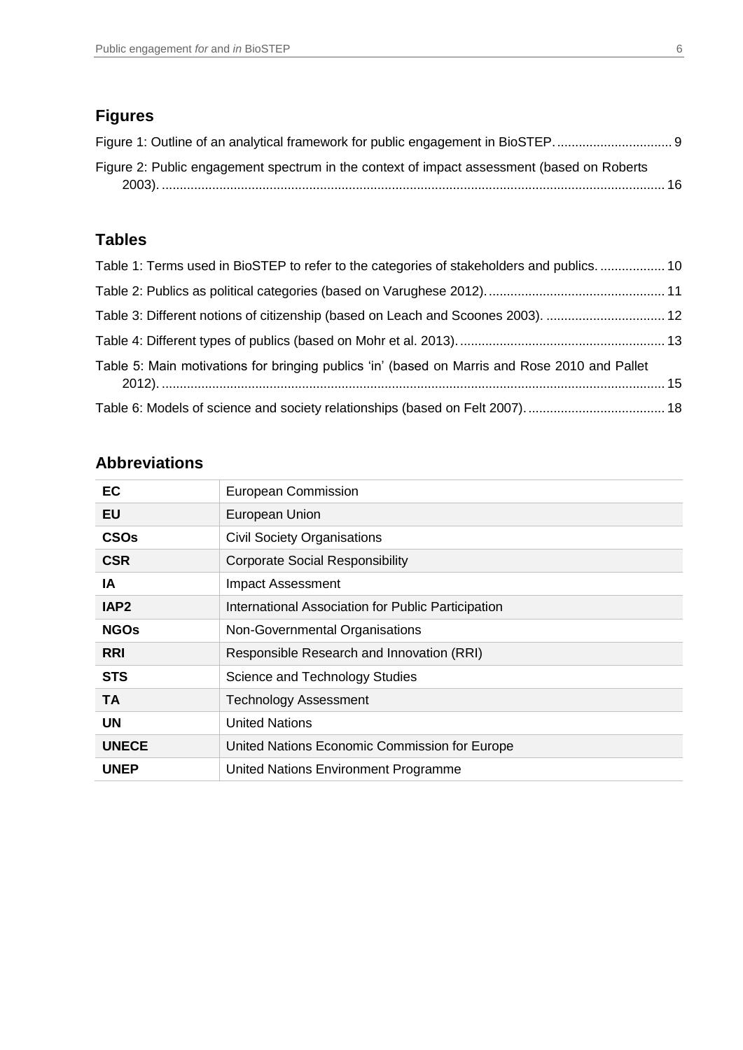## Figures

Figure 1: Outline of an analytical framework for public engagement in BioSTEP. ................................ 9

Figure 2: Public engagement spectrum in the context of impact assessment (based on Roberts 2003). ........................................................................................................................................... 16

## Tables

Table 1: Terms used in BioSTEP to refer to the categories of stakeholders and publics. .................. 10

Table 2: Publics as political categories (based on Varughese 2012). ................................................. 11

Table 3: Different notions of citizenship (based on Leach and Scoones 2003). ................................. 12

Table 4: Different types of publics (based on Mohr et al. 2013). ......................................................... 13

Table 5: Main motivations for bringing publics 'in' (based on Marris and Rose 2010 and Pallet 2012). ........................................................................................................................................... 15

Table 6: Models of science and society relationships (based on Felt 2007). ...................................... 18

## Abbreviations

| | |
|---|---|
| **EC** | European Commission |
| **EU** | European Union |
| **CSOs** | Civil Society Organisations |
| **CSR** | Corporate Social Responsibility |
| **IA** | Impact Assessment |
| **IAP2** | International Association for Public Participation |
| **NGOs** | Non-Governmental Organisations |
| **RRI** | Responsible Research and Innovation (RRI) |
| **STS** | Science and Technology Studies |
| **TA** | Technology Assessment |
| **UN** | United Nations |
| **UNECE** | United Nations Economic Commission for Europe |
| **UNEP** | United Nations Environment Programme |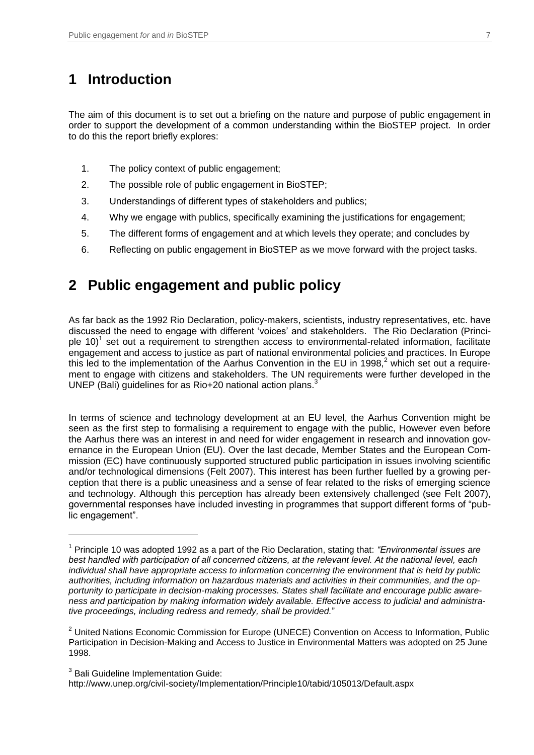# 1 Introduction

The aim of this document is to set out a briefing on the nature and purpose of public engagement in order to support the development of a common understanding within the BioSTEP project. In order to do this the report briefly explores:

1. The policy context of public engagement;
2. The possible role of public engagement in BioSTEP;
3. Understandings of different types of stakeholders and publics;
4. Why we engage with publics, specifically examining the justifications for engagement;
5. The different forms of engagement and at which levels they operate; and concludes by
6. Reflecting on public engagement in BioSTEP as we move forward with the project tasks.

# 2 Public engagement and public policy

As far back as the 1992 Rio Declaration, policy-makers, scientists, industry representatives, etc. have discussed the need to engage with different 'voices' and stakeholders. The Rio Declaration (Principle 10)[1] set out a requirement to strengthen access to environmental-related information, facilitate engagement and access to justice as part of national environmental policies and practices. In Europe this led to the implementation of the Aarhus Convention in the EU in 1998,[2] which set out a requirement to engage with citizens and stakeholders. The UN requirements were further developed in the UNEP (Bali) guidelines for as Rio+20 national action plans.[3]

In terms of science and technology development at an EU level, the Aarhus Convention might be seen as the first step to formalising a requirement to engage with the public, However even before the Aarhus there was an interest in and need for wider engagement in research and innovation governance in the European Union (EU). Over the last decade, Member States and the European Commission (EC) have continuously supported structured public participation in issues involving scientific and/or technological dimensions (Felt 2007). This interest has been further fuelled by a growing perception that there is a public uneasiness and a sense of fear related to the risks of emerging science and technology. Although this perception has already been extensively challenged (see Felt 2007), governmental responses have included investing in programmes that support different forms of "public engagement".

---

[1] Principle 10 was adopted 1992 as a part of the Rio Declaration, stating that: *"Environmental issues are best handled with participation of all concerned citizens, at the relevant level. At the national level, each individual shall have appropriate access to information concerning the environment that is held by public authorities, including information on hazardous materials and activities in their communities, and the opportunity to participate in decision-making processes. States shall facilitate and encourage public awareness and participation by making information widely available. Effective access to judicial and administrative proceedings, including redress and remedy, shall be provided.*"

[2] United Nations Economic Commission for Europe (UNECE) Convention on Access to Information, Public Participation in Decision-Making and Access to Justice in Environmental Matters was adopted on 25 June 1998.

[3] Bali Guideline Implementation Guide:
http://www.unep.org/civil-society/Implementation/Principle10/tabid/105013/Default.aspx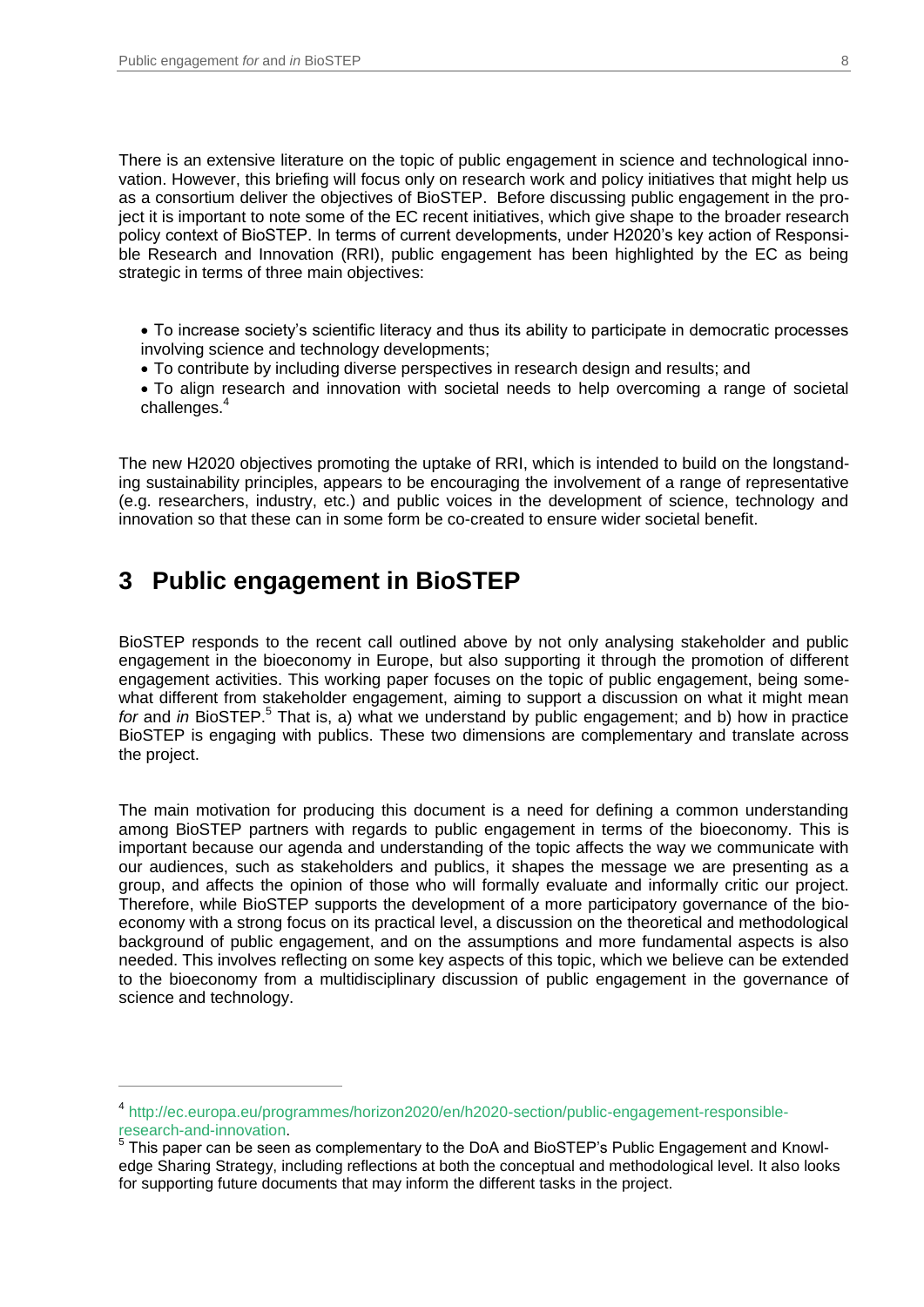There is an extensive literature on the topic of public engagement in science and technological innovation. However, this briefing will focus only on research work and policy initiatives that might help us as a consortium deliver the objectives of BioSTEP. Before discussing public engagement in the project it is important to note some of the EC recent initiatives, which give shape to the broader research policy context of BioSTEP. In terms of current developments, under H2020's key action of Responsible Research and Innovation (RRI), public engagement has been highlighted by the EC as being strategic in terms of three main objectives:

- To increase society's scientific literacy and thus its ability to participate in democratic processes involving science and technology developments;
- To contribute by including diverse perspectives in research design and results; and
- To align research and innovation with societal needs to help overcoming a range of societal challenges.[4]

The new H2020 objectives promoting the uptake of RRI, which is intended to build on the longstanding sustainability principles, appears to be encouraging the involvement of a range of representative (e.g. researchers, industry, etc.) and public voices in the development of science, technology and innovation so that these can in some form be co-created to ensure wider societal benefit.

# 3 Public engagement in BioSTEP

BioSTEP responds to the recent call outlined above by not only analysing stakeholder and public engagement in the bioeconomy in Europe, but also supporting it through the promotion of different engagement activities. This working paper focuses on the topic of public engagement, being somewhat different from stakeholder engagement, aiming to support a discussion on what it might mean *for* and *in* BioSTEP.[5] That is, a) what we understand by public engagement; and b) how in practice BioSTEP is engaging with publics. These two dimensions are complementary and translate across the project.

The main motivation for producing this document is a need for defining a common understanding among BioSTEP partners with regards to public engagement in terms of the bioeconomy. This is important because our agenda and understanding of the topic affects the way we communicate with our audiences, such as stakeholders and publics, it shapes the message we are presenting as a group, and affects the opinion of those who will formally evaluate and informally critic our project. Therefore, while BioSTEP supports the development of a more participatory governance of the bioeconomy with a strong focus on its practical level, a discussion on the theoretical and methodological background of public engagement, and on the assumptions and more fundamental aspects is also needed. This involves reflecting on some key aspects of this topic, which we believe can be extended to the bioeconomy from a multidisciplinary discussion of public engagement in the governance of science and technology.

---

[4] http://ec.europa.eu/programmes/horizon2020/en/h2020-section/public-engagement-responsible-research-and-innovation.

[5] This paper can be seen as complementary to the DoA and BioSTEP's Public Engagement and Knowledge Sharing Strategy, including reflections at both the conceptual and methodological level. It also looks for supporting future documents that may inform the different tasks in the project.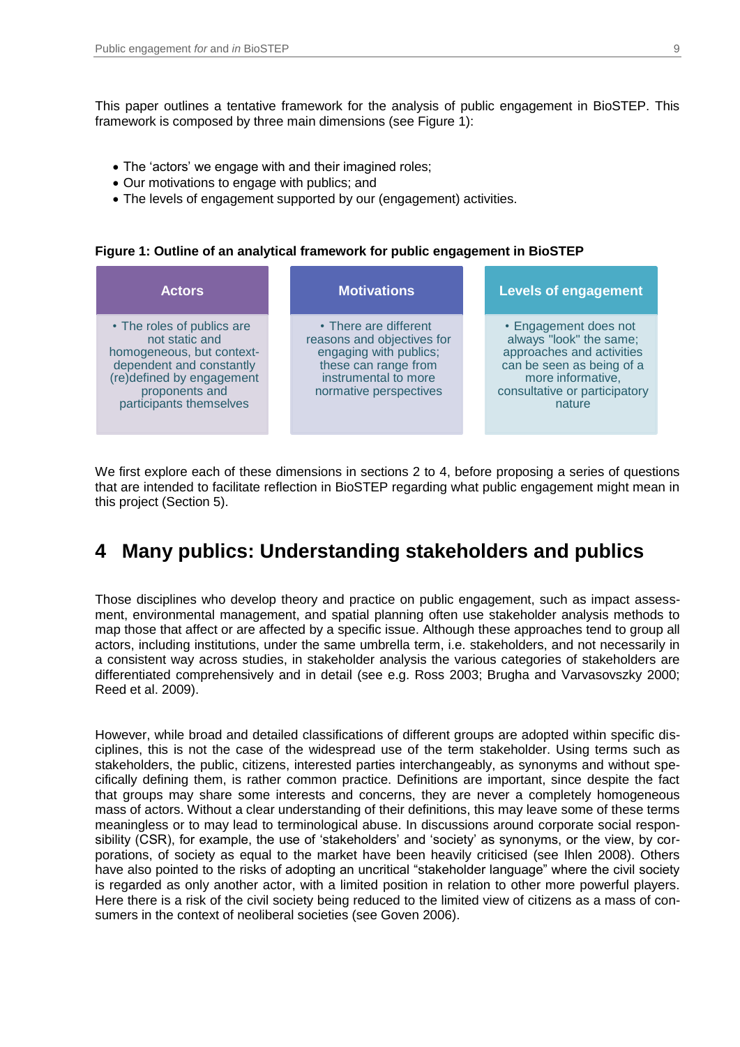This paper outlines a tentative framework for the analysis of public engagement in BioSTEP. This framework is composed by three main dimensions (see Figure 1):

- The 'actors' we engage with and their imagined roles;
- Our motivations to engage with publics; and
- The levels of engagement supported by our (engagement) activities.

**Figure 1: Outline of an analytical framework for public engagement in BioSTEP**

| Actors | Motivations | Levels of engagement |
|---|---|---|
| • The roles of publics are not static and homogeneous, but context-dependent and constantly (re)defined by engagement proponents and participants themselves | • There are different reasons and objectives for engaging with publics; these can range from instrumental to more normative perspectives | • Engagement does not always "look" the same; approaches and activities can be seen as being of a more informative, consultative or participatory nature |

We first explore each of these dimensions in sections 2 to 4, before proposing a series of questions that are intended to facilitate reflection in BioSTEP regarding what public engagement might mean in this project (Section 5).

# 4 Many publics: Understanding stakeholders and publics

Those disciplines who develop theory and practice on public engagement, such as impact assessment, environmental management, and spatial planning often use stakeholder analysis methods to map those that affect or are affected by a specific issue. Although these approaches tend to group all actors, including institutions, under the same umbrella term, i.e. stakeholders, and not necessarily in a consistent way across studies, in stakeholder analysis the various categories of stakeholders are differentiated comprehensively and in detail (see e.g. Ross 2003; Brugha and Varvasovszky 2000; Reed et al. 2009).

However, while broad and detailed classifications of different groups are adopted within specific disciplines, this is not the case of the widespread use of the term stakeholder. Using terms such as stakeholders, the public, citizens, interested parties interchangeably, as synonyms and without specifically defining them, is rather common practice. Definitions are important, since despite the fact that groups may share some interests and concerns, they are never a completely homogeneous mass of actors. Without a clear understanding of their definitions, this may leave some of these terms meaningless or to may lead to terminological abuse. In discussions around corporate social responsibility (CSR), for example, the use of 'stakeholders' and 'society' as synonyms, or the view, by corporations, of society as equal to the market have been heavily criticised (see Ihlen 2008). Others have also pointed to the risks of adopting an uncritical "stakeholder language" where the civil society is regarded as only another actor, with a limited position in relation to other more powerful players. Here there is a risk of the civil society being reduced to the limited view of citizens as a mass of consumers in the context of neoliberal societies (see Goven 2006).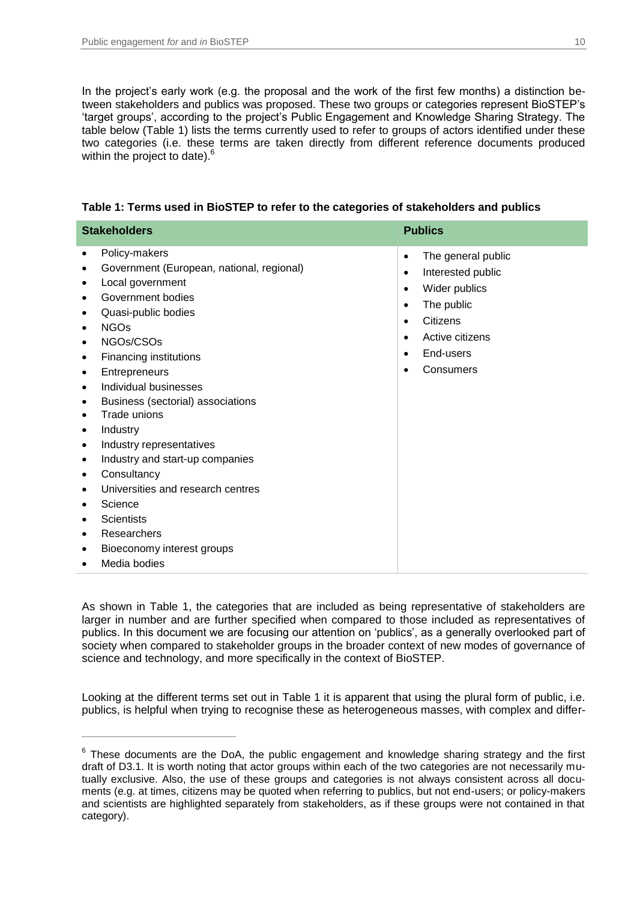In the project's early work (e.g. the proposal and the work of the first few months) a distinction between stakeholders and publics was proposed. These two groups or categories represent BioSTEP's 'target groups', according to the project's Public Engagement and Knowledge Sharing Strategy. The table below (Table 1) lists the terms currently used to refer to groups of actors identified under these two categories (i.e. these terms are taken directly from different reference documents produced within the project to date).[6]

**Table 1: Terms used in BioSTEP to refer to the categories of stakeholders and publics**

| Stakeholders | Publics |
|---|---|
| • Policy-makers<br>• Government (European, national, regional)<br>• Local government<br>• Government bodies<br>• Quasi-public bodies<br>• NGOs<br>• NGOs/CSOs<br>• Financing institutions<br>• Entrepreneurs<br>• Individual businesses<br>• Business (sectorial) associations<br>• Trade unions<br>• Industry<br>• Industry representatives<br>• Industry and start-up companies<br>• Consultancy<br>• Universities and research centres<br>• Science<br>• Scientists<br>• Researchers<br>• Bioeconomy interest groups<br>• Media bodies | • The general public<br>• Interested public<br>• Wider publics<br>• The public<br>• Citizens<br>• Active citizens<br>• End-users<br>• Consumers |

As shown in Table 1, the categories that are included as being representative of stakeholders are larger in number and are further specified when compared to those included as representatives of publics. In this document we are focusing our attention on 'publics', as a generally overlooked part of society when compared to stakeholder groups in the broader context of new modes of governance of science and technology, and more specifically in the context of BioSTEP.

Looking at the different terms set out in Table 1 it is apparent that using the plural form of public, i.e. publics, is helpful when trying to recognise these as heterogeneous masses, with complex and differ-

[6] These documents are the DoA, the public engagement and knowledge sharing strategy and the first draft of D3.1. It is worth noting that actor groups within each of the two categories are not necessarily mutually exclusive. Also, the use of these groups and categories is not always consistent across all documents (e.g. at times, citizens may be quoted when referring to publics, but not end-users; or policy-makers and scientists are highlighted separately from stakeholders, as if these groups were not contained in that category).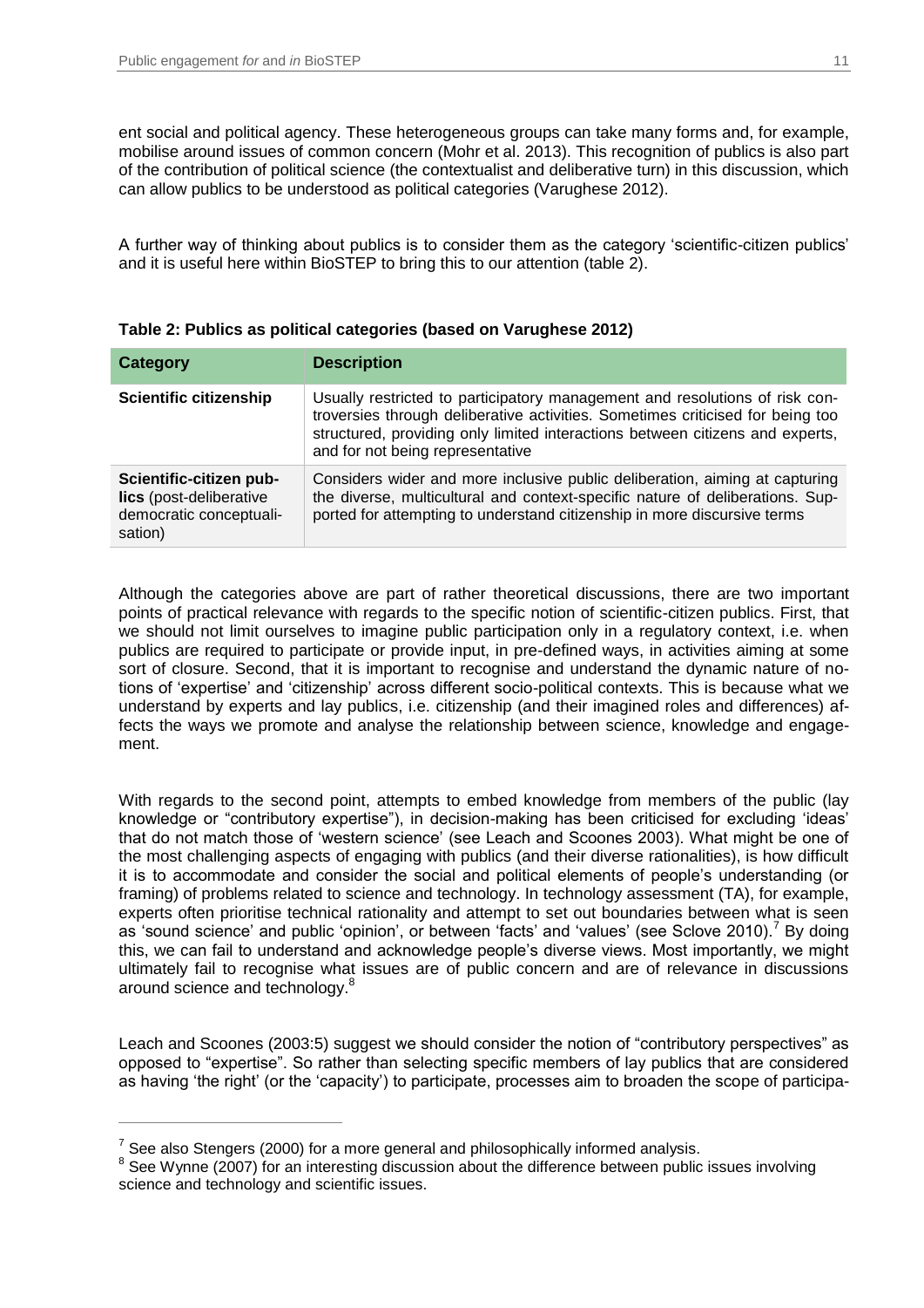ent social and political agency. These heterogeneous groups can take many forms and, for example, mobilise around issues of common concern (Mohr et al. 2013). This recognition of publics is also part of the contribution of political science (the contextualist and deliberative turn) in this discussion, which can allow publics to be understood as political categories (Varughese 2012).

A further way of thinking about publics is to consider them as the category 'scientific-citizen publics' and it is useful here within BioSTEP to bring this to our attention (table 2).

**Table 2: Publics as political categories (based on Varughese 2012)**

| Category | Description |
|---|---|
| **Scientific citizenship** | Usually restricted to participatory management and resolutions of risk controversies through deliberative activities. Sometimes criticised for being too structured, providing only limited interactions between citizens and experts, and for not being representative |
| **Scientific-citizen publics** (post-deliberative democratic conceptualisation) | Considers wider and more inclusive public deliberation, aiming at capturing the diverse, multicultural and context-specific nature of deliberations. Supported for attempting to understand citizenship in more discursive terms |

Although the categories above are part of rather theoretical discussions, there are two important points of practical relevance with regards to the specific notion of scientific-citizen publics. First, that we should not limit ourselves to imagine public participation only in a regulatory context, i.e. when publics are required to participate or provide input, in pre-defined ways, in activities aiming at some sort of closure. Second, that it is important to recognise and understand the dynamic nature of notions of 'expertise' and 'citizenship' across different socio-political contexts. This is because what we understand by experts and lay publics, i.e. citizenship (and their imagined roles and differences) affects the ways we promote and analyse the relationship between science, knowledge and engagement.

With regards to the second point, attempts to embed knowledge from members of the public (lay knowledge or "contributory expertise"), in decision-making has been criticised for excluding 'ideas' that do not match those of 'western science' (see Leach and Scoones 2003). What might be one of the most challenging aspects of engaging with publics (and their diverse rationalities), is how difficult it is to accommodate and consider the social and political elements of people's understanding (or framing) of problems related to science and technology. In technology assessment (TA), for example, experts often prioritise technical rationality and attempt to set out boundaries between what is seen as 'sound science' and public 'opinion', or between 'facts' and 'values' (see Sclove 2010).[7] By doing this, we can fail to understand and acknowledge people's diverse views. Most importantly, we might ultimately fail to recognise what issues are of public concern and are of relevance in discussions around science and technology.[8]

Leach and Scoones (2003:5) suggest we should consider the notion of "contributory perspectives" as opposed to "expertise". So rather than selecting specific members of lay publics that are considered as having 'the right' (or the 'capacity') to participate, processes aim to broaden the scope of participa-

[7] See also Stengers (2000) for a more general and philosophically informed analysis.

[8] See Wynne (2007) for an interesting discussion about the difference between public issues involving science and technology and scientific issues.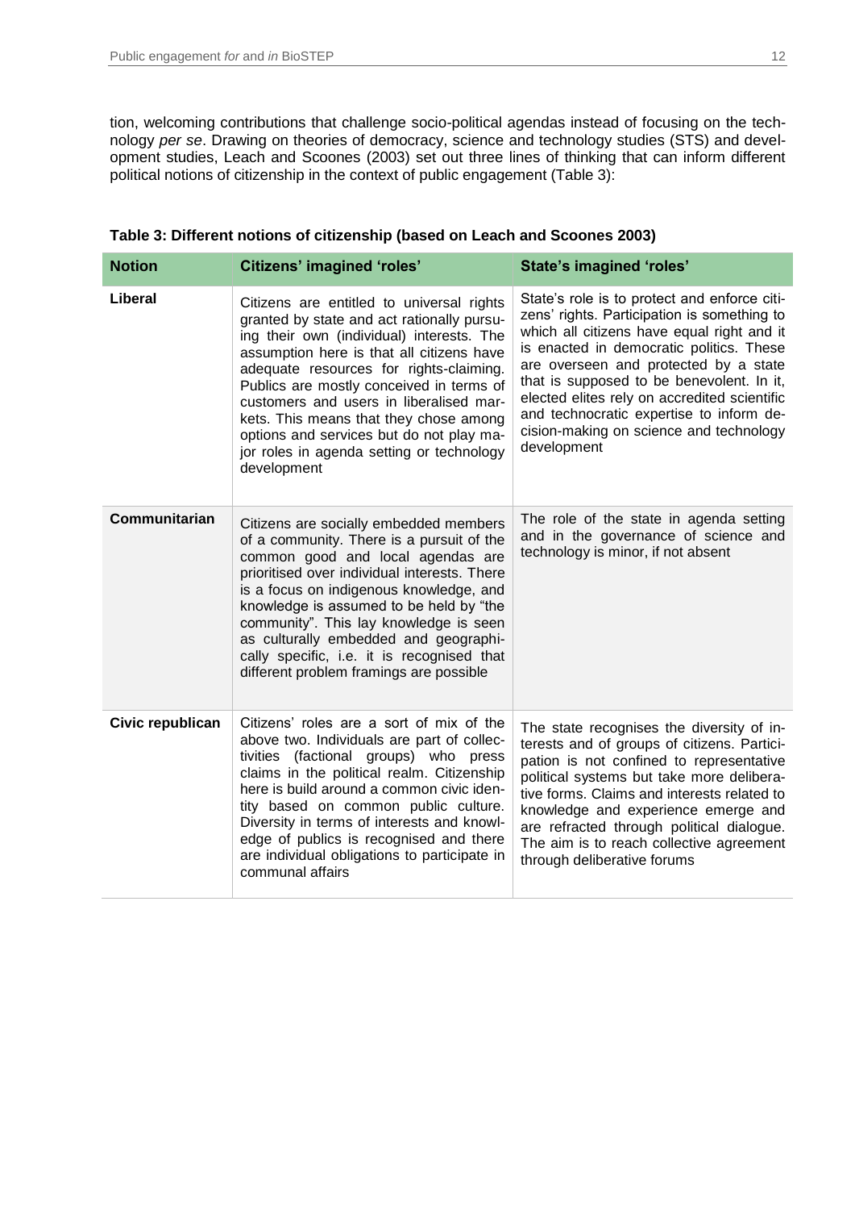tion, welcoming contributions that challenge socio-political agendas instead of focusing on the technology *per se*. Drawing on theories of democracy, science and technology studies (STS) and development studies, Leach and Scoones (2003) set out three lines of thinking that can inform different political notions of citizenship in the context of public engagement (Table 3):

**Table 3: Different notions of citizenship (based on Leach and Scoones 2003)**

| Notion | Citizens' imagined 'roles' | State's imagined 'roles' |
|---|---|---|
| **Liberal** | Citizens are entitled to universal rights granted by state and act rationally pursuing their own (individual) interests. The assumption here is that all citizens have adequate resources for rights-claiming. Publics are mostly conceived in terms of customers and users in liberalised markets. This means that they chose among options and services but do not play major roles in agenda setting or technology development | State's role is to protect and enforce citizens' rights. Participation is something to which all citizens have equal right and it is enacted in democratic politics. These are overseen and protected by a state that is supposed to be benevolent. In it, elected elites rely on accredited scientific and technocratic expertise to inform decision-making on science and technology development |
| **Communitarian** | Citizens are socially embedded members of a community. There is a pursuit of the common good and local agendas are prioritised over individual interests. There is a focus on indigenous knowledge, and knowledge is assumed to be held by "the community". This lay knowledge is seen as culturally embedded and geographically specific, i.e. it is recognised that different problem framings are possible | The role of the state in agenda setting and in the governance of science and technology is minor, if not absent |
| **Civic republican** | Citizens' roles are a sort of mix of the above two. Individuals are part of collectivities (factional groups) who press claims in the political realm. Citizenship here is build around a common civic identity based on common public culture. Diversity in terms of interests and knowledge of publics is recognised and there are individual obligations to participate in communal affairs | The state recognises the diversity of interests and of groups of citizens. Participation is not confined to representative political systems but take more deliberative forms. Claims and interests related to knowledge and experience emerge and are refracted through political dialogue. The aim is to reach collective agreement through deliberative forums |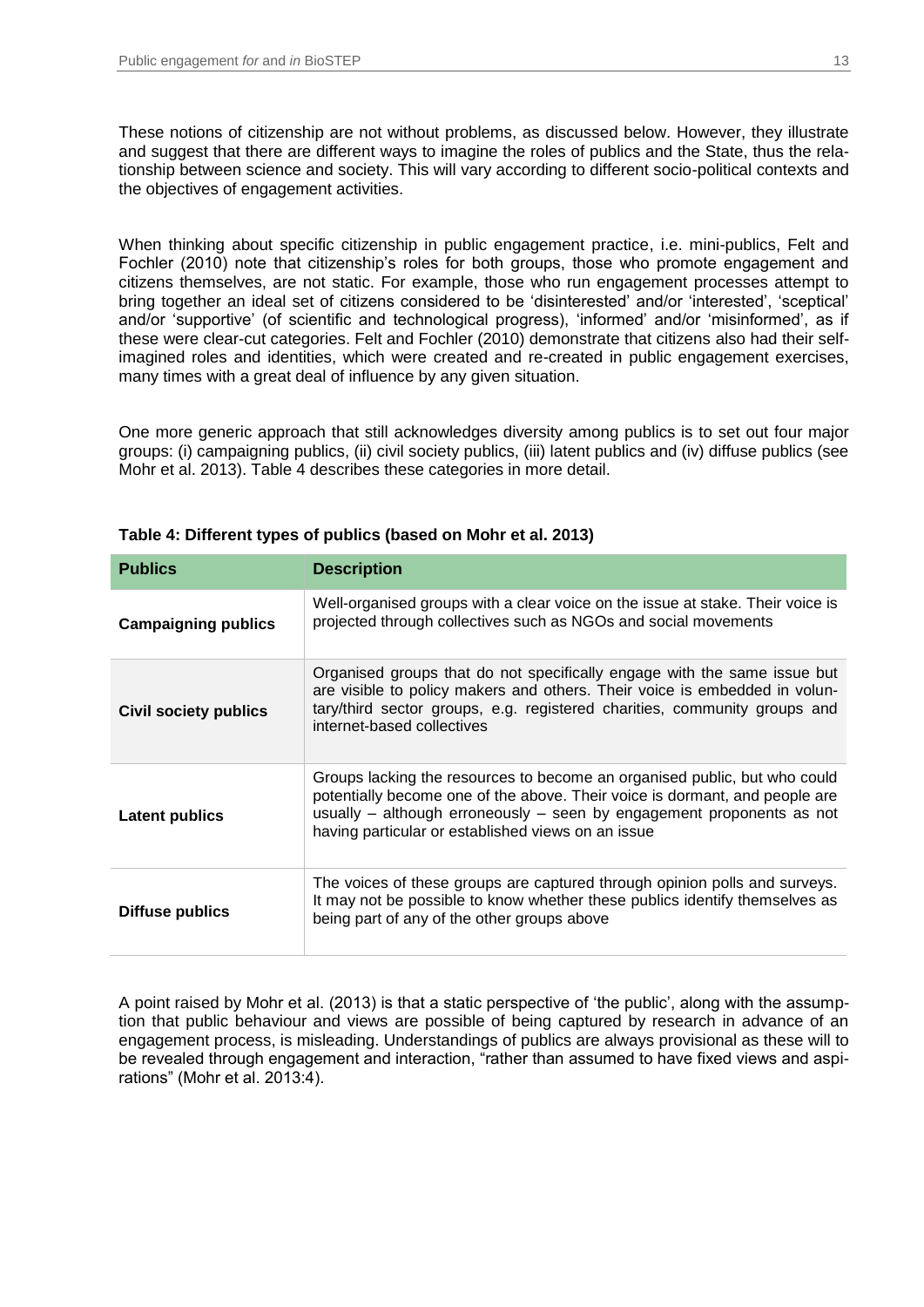These notions of citizenship are not without problems, as discussed below. However, they illustrate and suggest that there are different ways to imagine the roles of publics and the State, thus the relationship between science and society. This will vary according to different socio-political contexts and the objectives of engagement activities.

When thinking about specific citizenship in public engagement practice, i.e. mini-publics, Felt and Fochler (2010) note that citizenship's roles for both groups, those who promote engagement and citizens themselves, are not static. For example, those who run engagement processes attempt to bring together an ideal set of citizens considered to be 'disinterested' and/or 'interested', 'sceptical' and/or 'supportive' (of scientific and technological progress), 'informed' and/or 'misinformed', as if these were clear-cut categories. Felt and Fochler (2010) demonstrate that citizens also had their self-imagined roles and identities, which were created and re-created in public engagement exercises, many times with a great deal of influence by any given situation.

One more generic approach that still acknowledges diversity among publics is to set out four major groups: (i) campaigning publics, (ii) civil society publics, (iii) latent publics and (iv) diffuse publics (see Mohr et al. 2013). Table 4 describes these categories in more detail.

**Table 4: Different types of publics (based on Mohr et al. 2013)**

| Publics | Description |
|---|---|
| **Campaigning publics** | Well-organised groups with a clear voice on the issue at stake. Their voice is projected through collectives such as NGOs and social movements |
| **Civil society publics** | Organised groups that do not specifically engage with the same issue but are visible to policy makers and others. Their voice is embedded in voluntary/third sector groups, e.g. registered charities, community groups and internet-based collectives |
| **Latent publics** | Groups lacking the resources to become an organised public, but who could potentially become one of the above. Their voice is dormant, and people are usually – although erroneously – seen by engagement proponents as not having particular or established views on an issue |
| **Diffuse publics** | The voices of these groups are captured through opinion polls and surveys. It may not be possible to know whether these publics identify themselves as being part of any of the other groups above |

A point raised by Mohr et al. (2013) is that a static perspective of 'the public', along with the assumption that public behaviour and views are possible of being captured by research in advance of an engagement process, is misleading. Understandings of publics are always provisional as these will to be revealed through engagement and interaction, "rather than assumed to have fixed views and aspirations" (Mohr et al. 2013:4).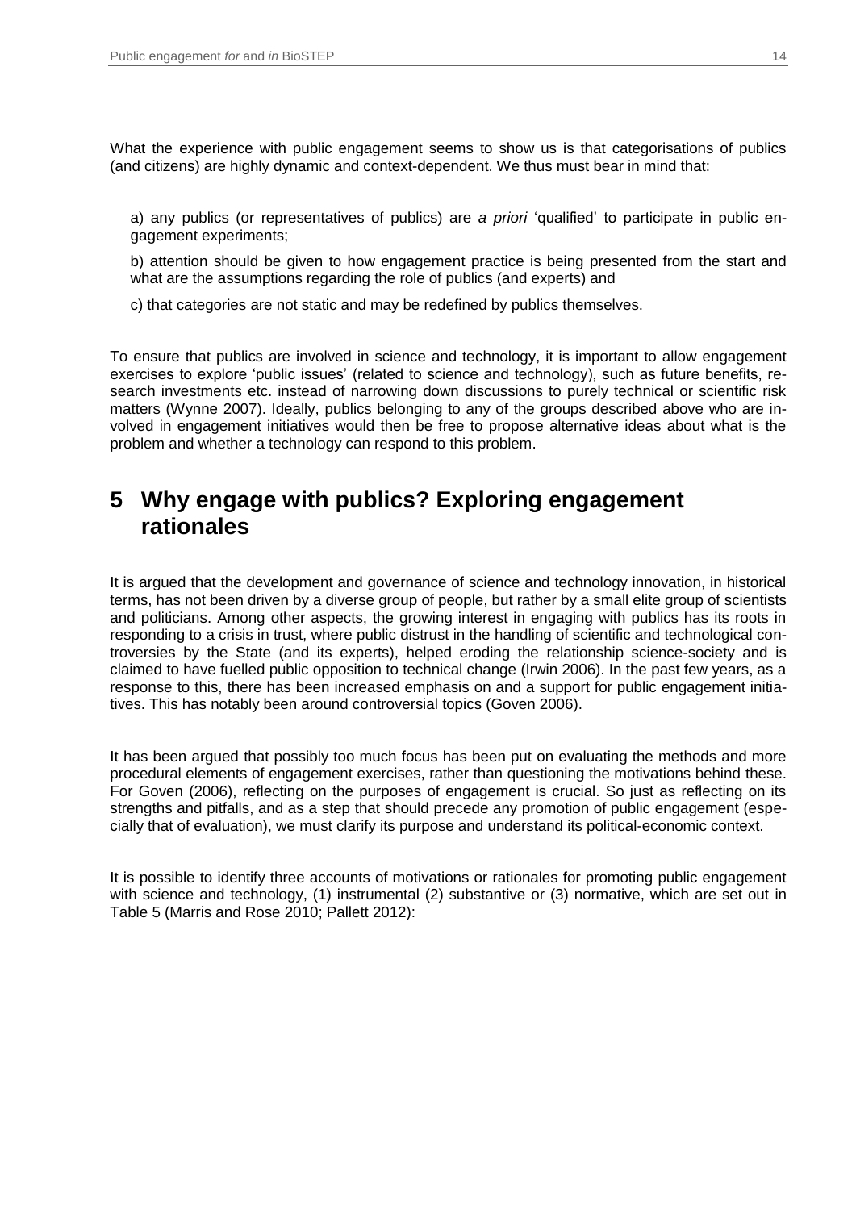What the experience with public engagement seems to show us is that categorisations of publics (and citizens) are highly dynamic and context-dependent. We thus must bear in mind that:

a) any publics (or representatives of publics) are *a priori* 'qualified' to participate in public engagement experiments;

b) attention should be given to how engagement practice is being presented from the start and what are the assumptions regarding the role of publics (and experts) and

c) that categories are not static and may be redefined by publics themselves.

To ensure that publics are involved in science and technology, it is important to allow engagement exercises to explore 'public issues' (related to science and technology), such as future benefits, research investments etc. instead of narrowing down discussions to purely technical or scientific risk matters (Wynne 2007). Ideally, publics belonging to any of the groups described above who are involved in engagement initiatives would then be free to propose alternative ideas about what is the problem and whether a technology can respond to this problem.

# 5 Why engage with publics? Exploring engagement rationales

It is argued that the development and governance of science and technology innovation, in historical terms, has not been driven by a diverse group of people, but rather by a small elite group of scientists and politicians. Among other aspects, the growing interest in engaging with publics has its roots in responding to a crisis in trust, where public distrust in the handling of scientific and technological controversies by the State (and its experts), helped eroding the relationship science-society and is claimed to have fuelled public opposition to technical change (Irwin 2006). In the past few years, as a response to this, there has been increased emphasis on and a support for public engagement initiatives. This has notably been around controversial topics (Goven 2006).

It has been argued that possibly too much focus has been put on evaluating the methods and more procedural elements of engagement exercises, rather than questioning the motivations behind these. For Goven (2006), reflecting on the purposes of engagement is crucial. So just as reflecting on its strengths and pitfalls, and as a step that should precede any promotion of public engagement (especially that of evaluation), we must clarify its purpose and understand its political-economic context.

It is possible to identify three accounts of motivations or rationales for promoting public engagement with science and technology, (1) instrumental (2) substantive or (3) normative, which are set out in Table 5 (Marris and Rose 2010; Pallett 2012):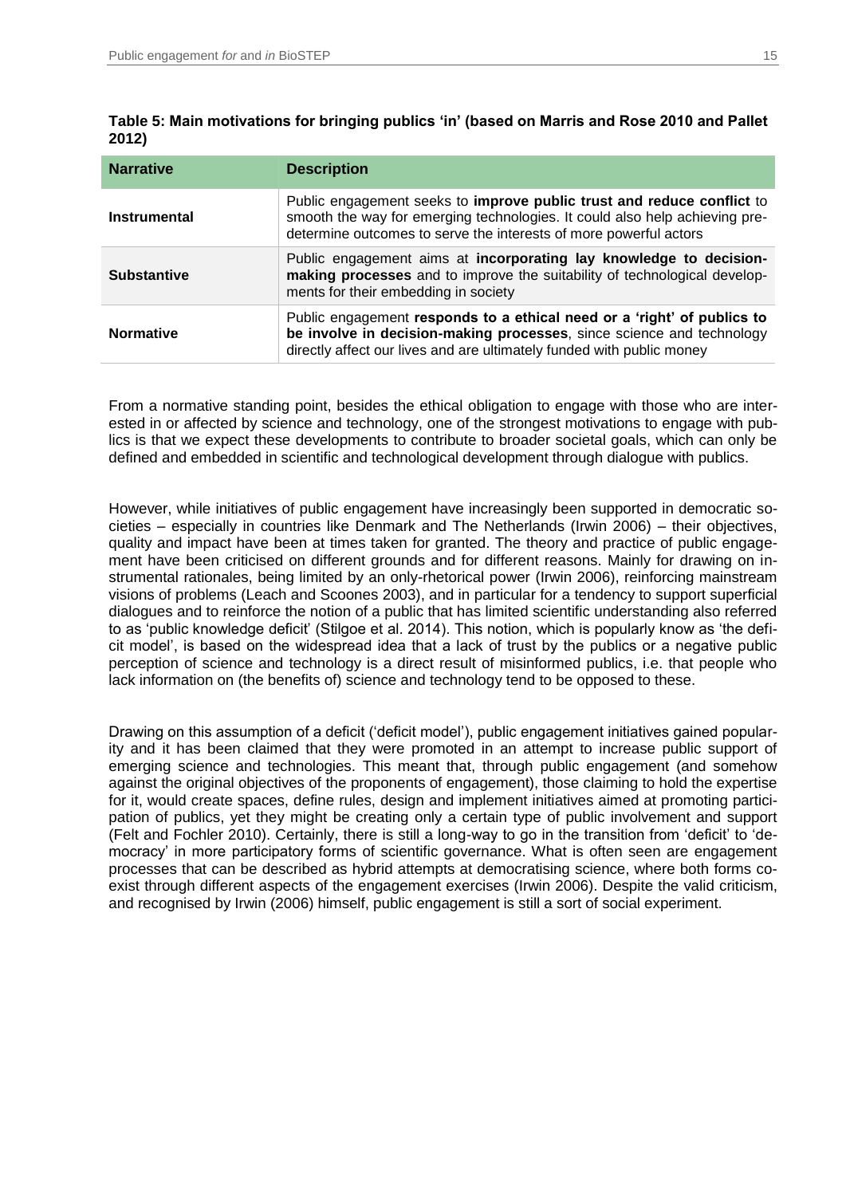**Table 5: Main motivations for bringing publics 'in' (based on Marris and Rose 2010 and Pallet 2012)**

| Narrative | Description |
| --- | --- |
| **Instrumental** | Public engagement seeks to **improve public trust and reduce conflict** to smooth the way for emerging technologies. It could also help achieving pre-determine outcomes to serve the interests of more powerful actors |
| **Substantive** | Public engagement aims at **incorporating lay knowledge to decision-making processes** and to improve the suitability of technological developments for their embedding in society |
| **Normative** | Public engagement **responds to a ethical need or a 'right' of publics to be involve in decision-making processes**, since science and technology directly affect our lives and are ultimately funded with public money |

From a normative standing point, besides the ethical obligation to engage with those who are interested in or affected by science and technology, one of the strongest motivations to engage with publics is that we expect these developments to contribute to broader societal goals, which can only be defined and embedded in scientific and technological development through dialogue with publics.

However, while initiatives of public engagement have increasingly been supported in democratic societies – especially in countries like Denmark and The Netherlands (Irwin 2006) – their objectives, quality and impact have been at times taken for granted. The theory and practice of public engagement have been criticised on different grounds and for different reasons. Mainly for drawing on instrumental rationales, being limited by an only-rhetorical power (Irwin 2006), reinforcing mainstream visions of problems (Leach and Scoones 2003), and in particular for a tendency to support superficial dialogues and to reinforce the notion of a public that has limited scientific understanding also referred to as 'public knowledge deficit' (Stilgoe et al. 2014). This notion, which is popularly know as 'the deficit model', is based on the widespread idea that a lack of trust by the publics or a negative public perception of science and technology is a direct result of misinformed publics, i.e. that people who lack information on (the benefits of) science and technology tend to be opposed to these.

Drawing on this assumption of a deficit ('deficit model'), public engagement initiatives gained popularity and it has been claimed that they were promoted in an attempt to increase public support of emerging science and technologies. This meant that, through public engagement (and somehow against the original objectives of the proponents of engagement), those claiming to hold the expertise for it, would create spaces, define rules, design and implement initiatives aimed at promoting participation of publics, yet they might be creating only a certain type of public involvement and support (Felt and Fochler 2010). Certainly, there is still a long-way to go in the transition from 'deficit' to 'democracy' in more participatory forms of scientific governance. What is often seen are engagement processes that can be described as hybrid attempts at democratising science, where both forms co-exist through different aspects of the engagement exercises (Irwin 2006). Despite the valid criticism, and recognised by Irwin (2006) himself, public engagement is still a sort of social experiment.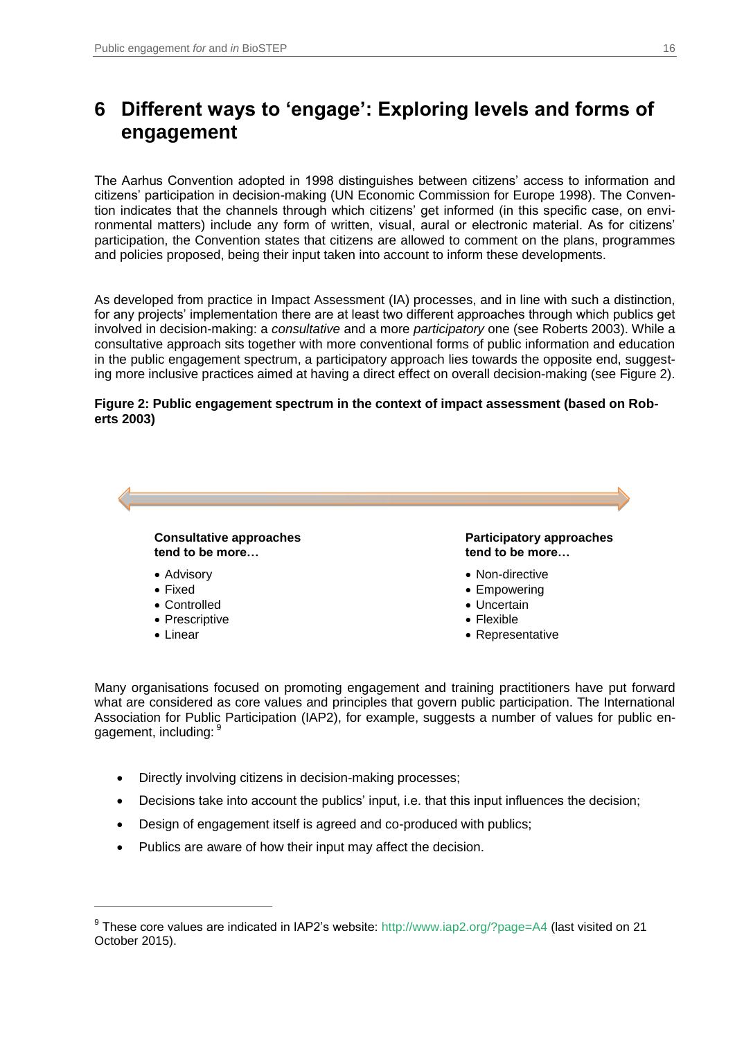# 6 Different ways to 'engage': Exploring levels and forms of engagement

The Aarhus Convention adopted in 1998 distinguishes between citizens' access to information and citizens' participation in decision-making (UN Economic Commission for Europe 1998). The Convention indicates that the channels through which citizens' get informed (in this specific case, on environmental matters) include any form of written, visual, aural or electronic material. As for citizens' participation, the Convention states that citizens are allowed to comment on the plans, programmes and policies proposed, being their input taken into account to inform these developments.

As developed from practice in Impact Assessment (IA) processes, and in line with such a distinction, for any projects' implementation there are at least two different approaches through which publics get involved in decision-making: a *consultative* and a more *participatory* one (see Roberts 2003). While a consultative approach sits together with more conventional forms of public information and education in the public engagement spectrum, a participatory approach lies towards the opposite end, suggesting more inclusive practices aimed at having a direct effect on overall decision-making (see Figure 2).

**Figure 2: Public engagement spectrum in the context of impact assessment (based on Roberts 2003)**

| Consultative approaches tend to be more… | Participatory approaches tend to be more… |
| --- | --- |
| Advisory | Non-directive |
| Fixed | Empowering |
| Controlled | Uncertain |
| Prescriptive | Flexible |
| Linear | Representative |

Many organisations focused on promoting engagement and training practitioners have put forward what are considered as core values and principles that govern public participation. The International Association for Public Participation (IAP2), for example, suggests a number of values for public engagement, including: [9]

- Directly involving citizens in decision-making processes;
- Decisions take into account the publics' input, i.e. that this input influences the decision;
- Design of engagement itself is agreed and co-produced with publics;
- Publics are aware of how their input may affect the decision.

[9] These core values are indicated in IAP2's website: http://www.iap2.org/?page=A4 (last visited on 21 October 2015).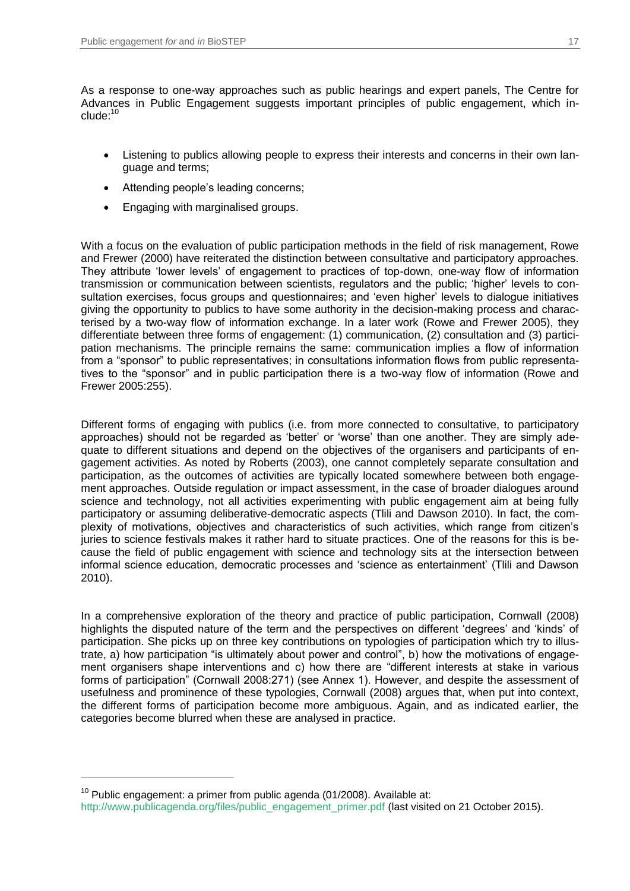As a response to one-way approaches such as public hearings and expert panels, The Centre for Advances in Public Engagement suggests important principles of public engagement, which include:[10]

- Listening to publics allowing people to express their interests and concerns in their own language and terms;
- Attending people's leading concerns;
- Engaging with marginalised groups.

With a focus on the evaluation of public participation methods in the field of risk management, Rowe and Frewer (2000) have reiterated the distinction between consultative and participatory approaches. They attribute 'lower levels' of engagement to practices of top-down, one-way flow of information transmission or communication between scientists, regulators and the public; 'higher' levels to consultation exercises, focus groups and questionnaires; and 'even higher' levels to dialogue initiatives giving the opportunity to publics to have some authority in the decision-making process and characterised by a two-way flow of information exchange. In a later work (Rowe and Frewer 2005), they differentiate between three forms of engagement: (1) communication, (2) consultation and (3) participation mechanisms. The principle remains the same: communication implies a flow of information from a "sponsor" to public representatives; in consultations information flows from public representatives to the "sponsor" and in public participation there is a two-way flow of information (Rowe and Frewer 2005:255).

Different forms of engaging with publics (i.e. from more connected to consultative, to participatory approaches) should not be regarded as 'better' or 'worse' than one another. They are simply adequate to different situations and depend on the objectives of the organisers and participants of engagement activities. As noted by Roberts (2003), one cannot completely separate consultation and participation, as the outcomes of activities are typically located somewhere between both engagement approaches. Outside regulation or impact assessment, in the case of broader dialogues around science and technology, not all activities experimenting with public engagement aim at being fully participatory or assuming deliberative-democratic aspects (Tlili and Dawson 2010). In fact, the complexity of motivations, objectives and characteristics of such activities, which range from citizen's juries to science festivals makes it rather hard to situate practices. One of the reasons for this is because the field of public engagement with science and technology sits at the intersection between informal science education, democratic processes and 'science as entertainment' (Tlili and Dawson 2010).

In a comprehensive exploration of the theory and practice of public participation, Cornwall (2008) highlights the disputed nature of the term and the perspectives on different 'degrees' and 'kinds' of participation. She picks up on three key contributions on typologies of participation which try to illustrate, a) how participation "is ultimately about power and control", b) how the motivations of engagement organisers shape interventions and c) how there are "different interests at stake in various forms of participation" (Cornwall 2008:271) (see Annex 1). However, and despite the assessment of usefulness and prominence of these typologies, Cornwall (2008) argues that, when put into context, the different forms of participation become more ambiguous. Again, and as indicated earlier, the categories become blurred when these are analysed in practice.

---

[10] Public engagement: a primer from public agenda (01/2008). Available at: http://www.publicagenda.org/files/public_engagement_primer.pdf (last visited on 21 October 2015).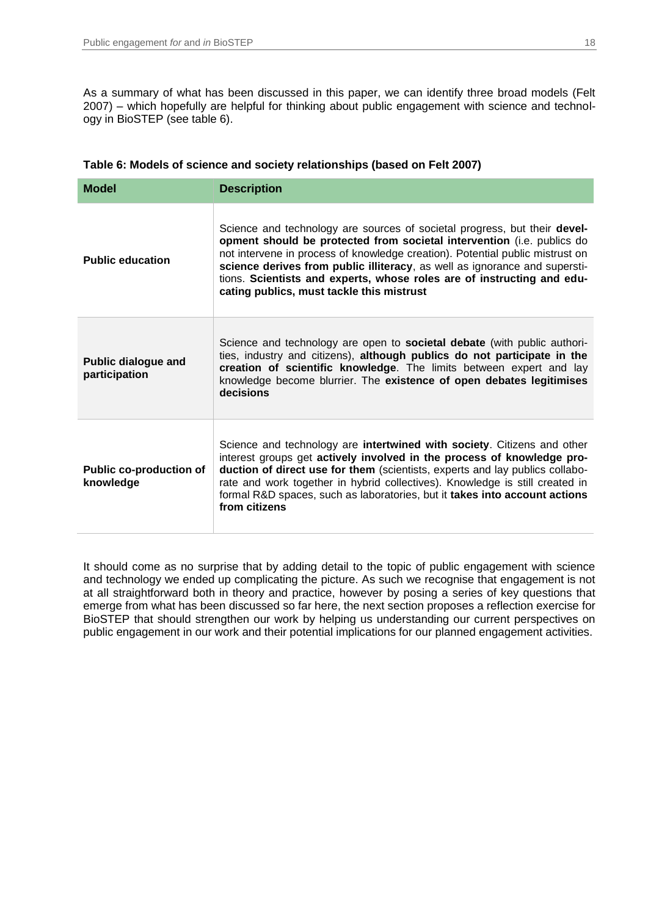As a summary of what has been discussed in this paper, we can identify three broad models (Felt 2007) – which hopefully are helpful for thinking about public engagement with science and technology in BioSTEP (see table 6).

**Table 6: Models of science and society relationships (based on Felt 2007)**

| Model | Description |
|---|---|
| **Public education** | Science and technology are sources of societal progress, but their **development should be protected from societal intervention** (i.e. publics do not intervene in process of knowledge creation). Potential public mistrust on **science derives from public illiteracy**, as well as ignorance and superstitions. **Scientists and experts, whose roles are of instructing and educating publics, must tackle this mistrust** |
| **Public dialogue and participation** | Science and technology are open to **societal debate** (with public authorities, industry and citizens), **although publics do not participate in the creation of scientific knowledge**. The limits between expert and lay knowledge become blurrier. The **existence of open debates legitimises decisions** |
| **Public co-production of knowledge** | Science and technology are **intertwined with society**. Citizens and other interest groups get **actively involved in the process of knowledge production of direct use for them** (scientists, experts and lay publics collaborate and work together in hybrid collectives). Knowledge is still created in formal R&D spaces, such as laboratories, but it **takes into account actions from citizens** |

It should come as no surprise that by adding detail to the topic of public engagement with science and technology we ended up complicating the picture. As such we recognise that engagement is not at all straightforward both in theory and practice, however by posing a series of key questions that emerge from what has been discussed so far here, the next section proposes a reflection exercise for BioSTEP that should strengthen our work by helping us understanding our current perspectives on public engagement in our work and their potential implications for our planned engagement activities.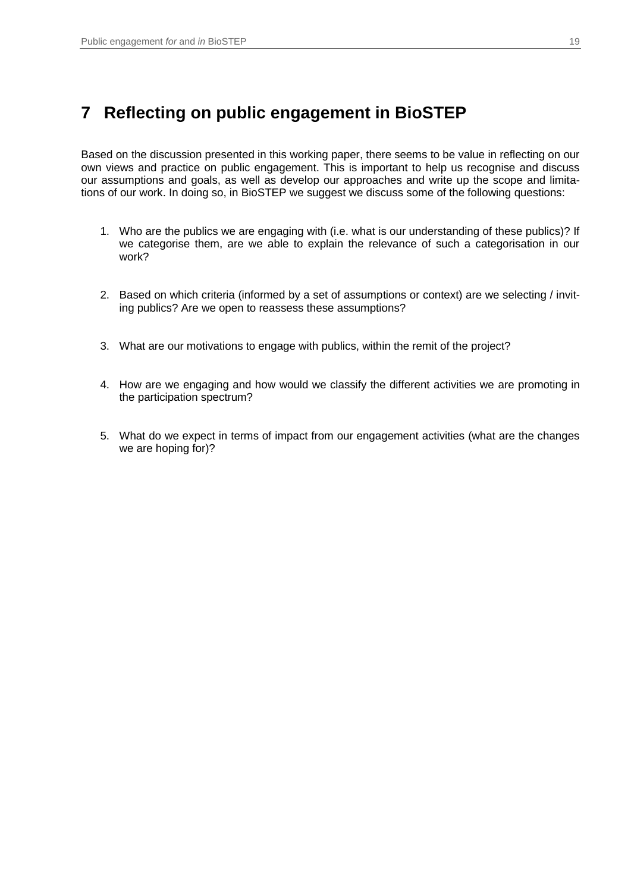# 7 Reflecting on public engagement in BioSTEP

Based on the discussion presented in this working paper, there seems to be value in reflecting on our own views and practice on public engagement. This is important to help us recognise and discuss our assumptions and goals, as well as develop our approaches and write up the scope and limitations of our work. In doing so, in BioSTEP we suggest we discuss some of the following questions:

1. Who are the publics we are engaging with (i.e. what is our understanding of these publics)? If we categorise them, are we able to explain the relevance of such a categorisation in our work?

2. Based on which criteria (informed by a set of assumptions or context) are we selecting / inviting publics? Are we open to reassess these assumptions?

3. What are our motivations to engage with publics, within the remit of the project?

4. How are we engaging and how would we classify the different activities we are promoting in the participation spectrum?

5. What do we expect in terms of impact from our engagement activities (what are the changes we are hoping for)?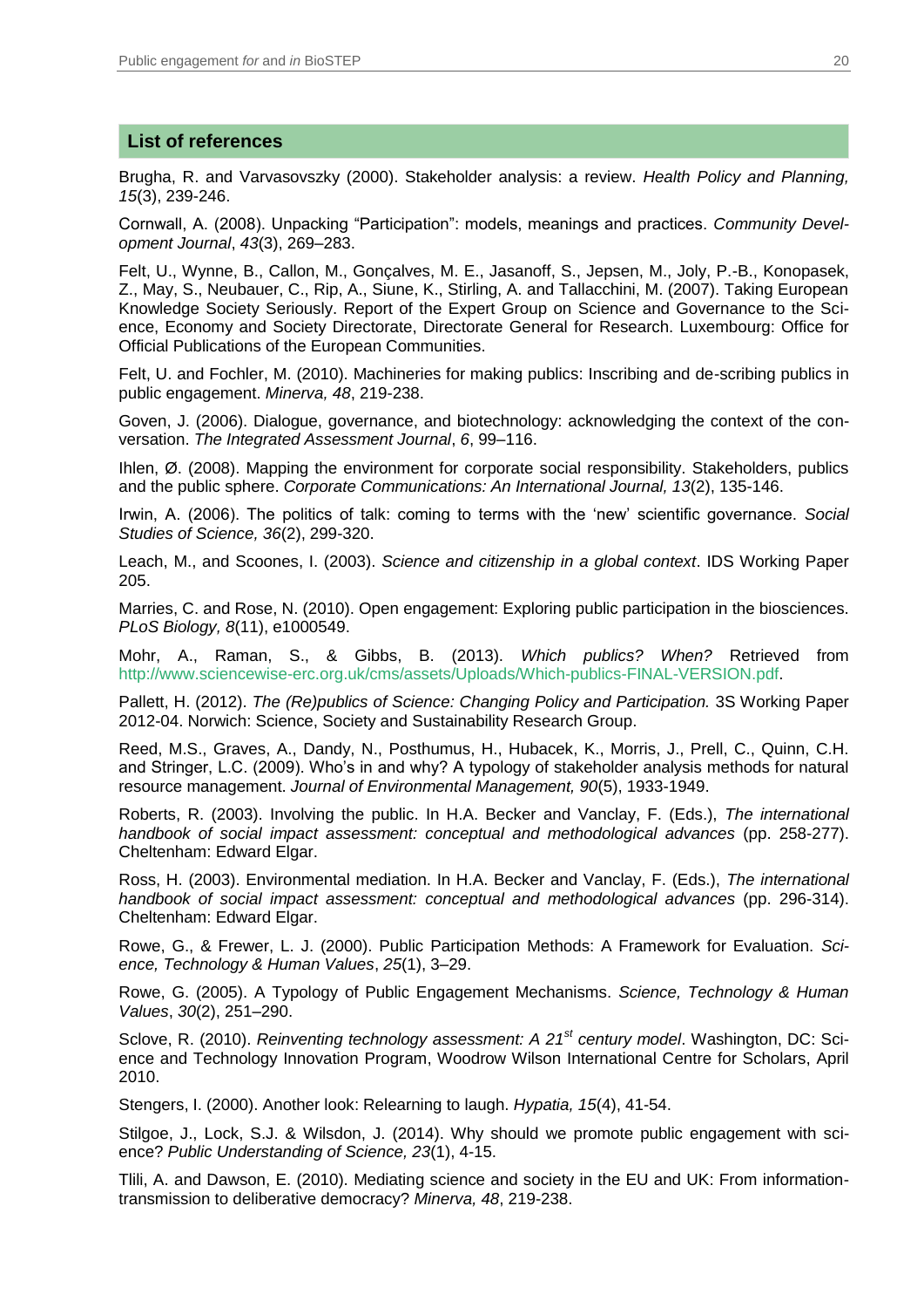## List of references

Brugha, R. and Varvasovszky (2000). Stakeholder analysis: a review. *Health Policy and Planning, 15*(3), 239-246.

Cornwall, A. (2008). Unpacking "Participation": models, meanings and practices. *Community Development Journal*, *43*(3), 269–283.

Felt, U., Wynne, B., Callon, M., Gonçalves, M. E., Jasanoff, S., Jepsen, M., Joly, P.-B., Konopasek, Z., May, S., Neubauer, C., Rip, A., Siune, K., Stirling, A. and Tallacchini, M. (2007). Taking European Knowledge Society Seriously. Report of the Expert Group on Science and Governance to the Science, Economy and Society Directorate, Directorate General for Research. Luxembourg: Office for Official Publications of the European Communities.

Felt, U. and Fochler, M. (2010). Machineries for making publics: Inscribing and de-scribing publics in public engagement. *Minerva, 48*, 219-238.

Goven, J. (2006). Dialogue, governance, and biotechnology: acknowledging the context of the conversation. *The Integrated Assessment Journal*, *6*, 99–116.

Ihlen, Ø. (2008). Mapping the environment for corporate social responsibility. Stakeholders, publics and the public sphere. *Corporate Communications: An International Journal, 13*(2), 135-146.

Irwin, A. (2006). The politics of talk: coming to terms with the 'new' scientific governance. *Social Studies of Science, 36*(2), 299-320.

Leach, M., and Scoones, I. (2003). *Science and citizenship in a global context*. IDS Working Paper 205.

Marries, C. and Rose, N. (2010). Open engagement: Exploring public participation in the biosciences. *PLoS Biology, 8*(11), e1000549.

Mohr, A., Raman, S., & Gibbs, B. (2013). *Which publics? When?* Retrieved from http://www.sciencewise-erc.org.uk/cms/assets/Uploads/Which-publics-FINAL-VERSION.pdf.

Pallett, H. (2012). *The (Re)publics of Science: Changing Policy and Participation.* 3S Working Paper 2012-04. Norwich: Science, Society and Sustainability Research Group.

Reed, M.S., Graves, A., Dandy, N., Posthumus, H., Hubacek, K., Morris, J., Prell, C., Quinn, C.H. and Stringer, L.C. (2009). Who's in and why? A typology of stakeholder analysis methods for natural resource management. *Journal of Environmental Management, 90*(5), 1933-1949.

Roberts, R. (2003). Involving the public. In H.A. Becker and Vanclay, F. (Eds.), *The international handbook of social impact assessment: conceptual and methodological advances* (pp. 258-277). Cheltenham: Edward Elgar.

Ross, H. (2003). Environmental mediation. In H.A. Becker and Vanclay, F. (Eds.), *The international handbook of social impact assessment: conceptual and methodological advances* (pp. 296-314). Cheltenham: Edward Elgar.

Rowe, G., & Frewer, L. J. (2000). Public Participation Methods: A Framework for Evaluation. *Science, Technology & Human Values*, *25*(1), 3–29.

Rowe, G. (2005). A Typology of Public Engagement Mechanisms. *Science, Technology & Human Values*, *30*(2), 251–290.

Sclove, R. (2010). *Reinventing technology assessment: A 21st century model*. Washington, DC: Science and Technology Innovation Program, Woodrow Wilson International Centre for Scholars, April 2010.

Stengers, I. (2000). Another look: Relearning to laugh. *Hypatia, 15*(4), 41-54.

Stilgoe, J., Lock, S.J. & Wilsdon, J. (2014). Why should we promote public engagement with science? *Public Understanding of Science, 23*(1), 4-15.

Tlili, A. and Dawson, E. (2010). Mediating science and society in the EU and UK: From information-transmission to deliberative democracy? *Minerva, 48*, 219-238.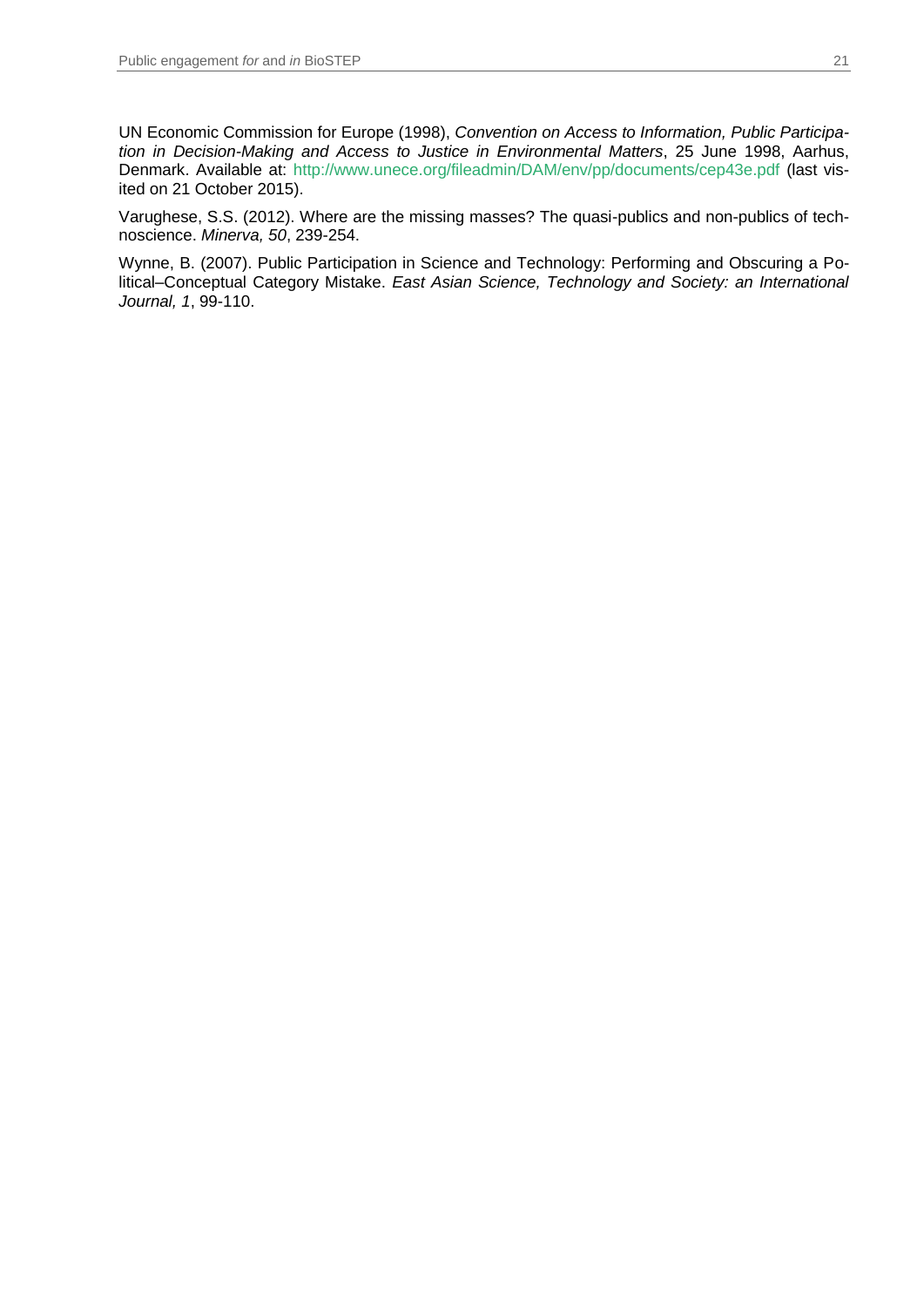UN Economic Commission for Europe (1998), *Convention on Access to Information, Public Participation in Decision-Making and Access to Justice in Environmental Matters*, 25 June 1998, Aarhus, Denmark. Available at: http://www.unece.org/fileadmin/DAM/env/pp/documents/cep43e.pdf (last visited on 21 October 2015).

Varughese, S.S. (2012). Where are the missing masses? The quasi-publics and non-publics of technoscience. *Minerva, 50*, 239-254.

Wynne, B. (2007). Public Participation in Science and Technology: Performing and Obscuring a Political–Conceptual Category Mistake. *East Asian Science, Technology and Society: an International Journal, 1*, 99-110.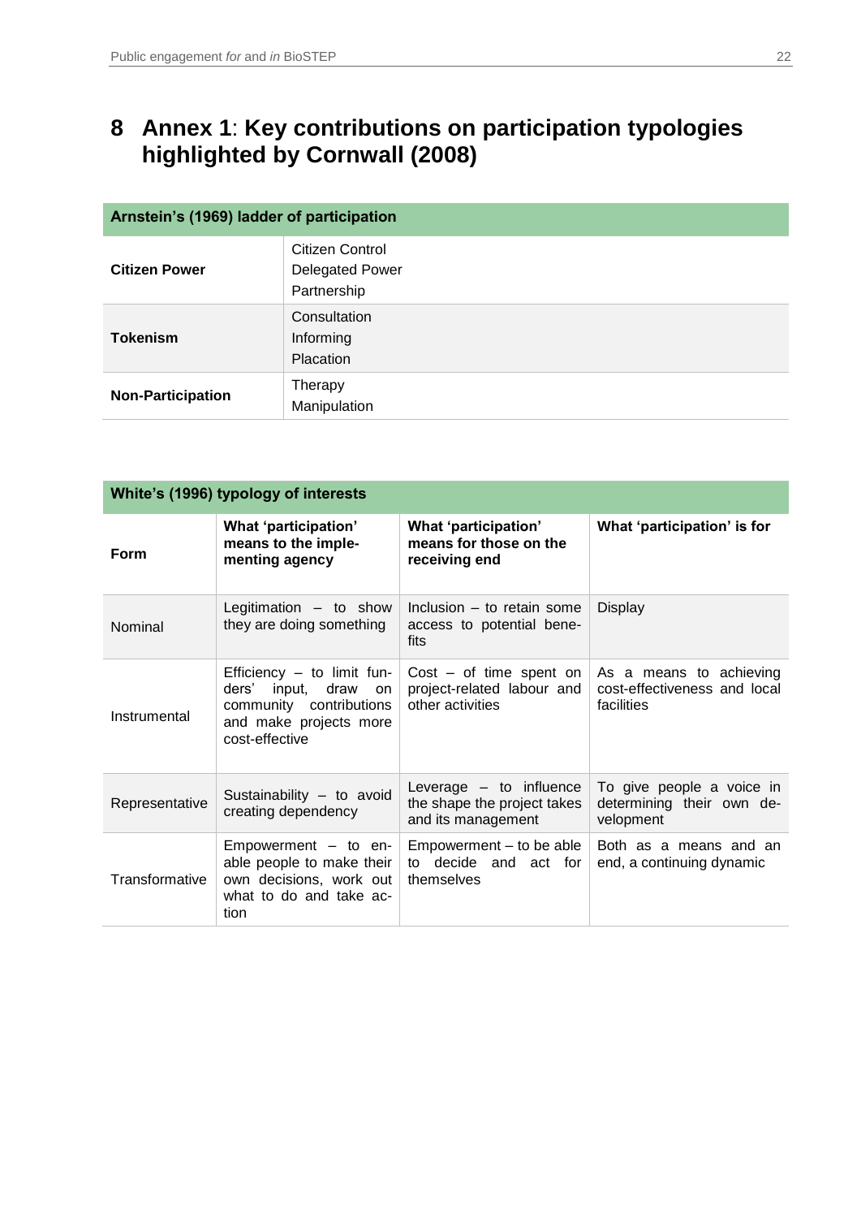# 8 Annex 1: Key contributions on participation typologies highlighted by Cornwall (2008)

| Arnstein's (1969) ladder of participation | |
|---|---|
| **Citizen Power** | Citizen Control<br>Delegated Power<br>Partnership |
| **Tokenism** | Consultation<br>Informing<br>Placation |
| **Non-Participation** | Therapy<br>Manipulation |

| White's (1996) typology of interests | | | |
|---|---|---|---|
| **Form** | **What 'participation' means to the implementing agency** | **What 'participation' means for those on the receiving end** | **What 'participation' is for** |
| Nominal | Legitimation – to show they are doing something | Inclusion – to retain some access to potential benefits | Display |
| Instrumental | Efficiency – to limit funders' input, draw on community contributions and make projects more cost-effective | Cost – of time spent on project-related labour and other activities | As a means to achieving cost-effectiveness and local facilities |
| Representative | Sustainability – to avoid creating dependency | Leverage – to influence the shape the project takes and its management | To give people a voice in determining their own development |
| Transformative | Empowerment – to enable people to make their own decisions, work out what to do and take action | Empowerment – to be able to decide and act for themselves | Both as a means and an end, a continuing dynamic |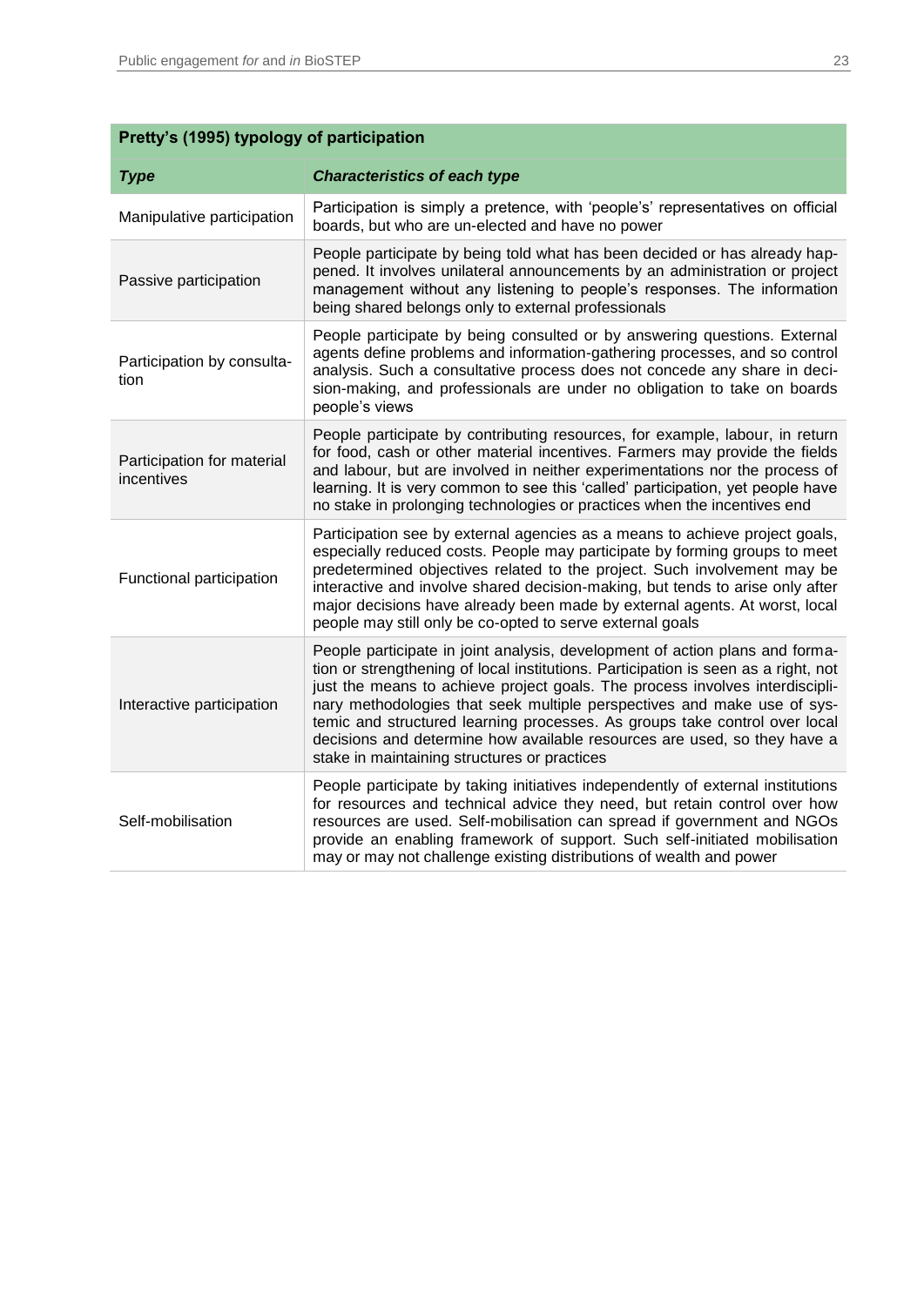| Pretty's (1995) typology of participation | |
|---|---|
| ***Type*** | ***Characteristics of each type*** |
| Manipulative participation | Participation is simply a pretence, with 'people's' representatives on official boards, but who are un-elected and have no power |
| Passive participation | People participate by being told what has been decided or has already happened. It involves unilateral announcements by an administration or project management without any listening to people's responses. The information being shared belongs only to external professionals |
| Participation by consultation | People participate by being consulted or by answering questions. External agents define problems and information-gathering processes, and so control analysis. Such a consultative process does not concede any share in decision-making, and professionals are under no obligation to take on boards people's views |
| Participation for material incentives | People participate by contributing resources, for example, labour, in return for food, cash or other material incentives. Farmers may provide the fields and labour, but are involved in neither experimentations nor the process of learning. It is very common to see this 'called' participation, yet people have no stake in prolonging technologies or practices when the incentives end |
| Functional participation | Participation see by external agencies as a means to achieve project goals, especially reduced costs. People may participate by forming groups to meet predetermined objectives related to the project. Such involvement may be interactive and involve shared decision-making, but tends to arise only after major decisions have already been made by external agents. At worst, local people may still only be co-opted to serve external goals |
| Interactive participation | People participate in joint analysis, development of action plans and formation or strengthening of local institutions. Participation is seen as a right, not just the means to achieve project goals. The process involves interdisciplinary methodologies that seek multiple perspectives and make use of systemic and structured learning processes. As groups take control over local decisions and determine how available resources are used, so they have a stake in maintaining structures or practices |
| Self-mobilisation | People participate by taking initiatives independently of external institutions for resources and technical advice they need, but retain control over how resources are used. Self-mobilisation can spread if government and NGOs provide an enabling framework of support. Such self-initiated mobilisation may or may not challenge existing distributions of wealth and power |